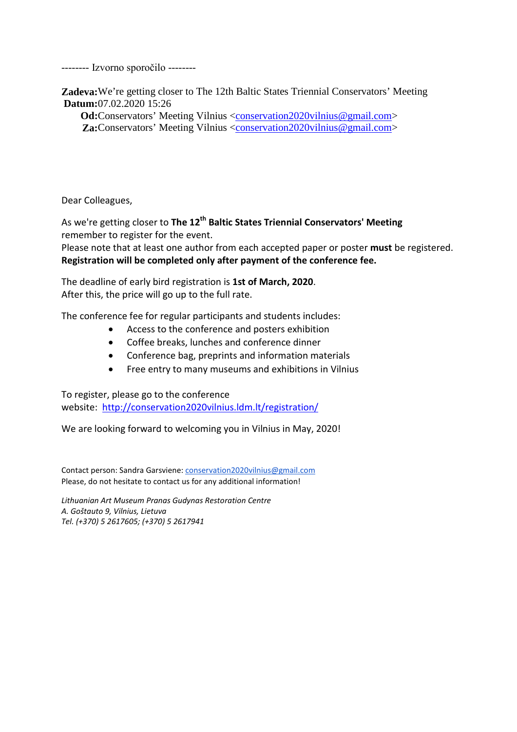-------- Izvorno sporočilo --------

**Zadeva:** We're getting closer to The 12th Baltic States Triennial Conservators' Meeting
**Datum:** 07.02.2020 15:26
**Od:** Conservators' Meeting Vilnius <conservation2020vilnius@gmail.com>
**Za:** Conservators' Meeting Vilnius <conservation2020vilnius@gmail.com>

Dear Colleagues,

As we're getting closer to **The 12th Baltic States Triennial Conservators' Meeting** remember to register for the event.
Please note that at least one author from each accepted paper or poster **must** be registered.
**Registration will be completed only after payment of the conference fee.**

The deadline of early bird registration is **1st of March, 2020**.
After this, the price will go up to the full rate.

The conference fee for regular participants and students includes:

- Access to the conference and posters exhibition
- Coffee breaks, lunches and conference dinner
- Conference bag, preprints and information materials
- Free entry to many museums and exhibitions in Vilnius

To register, please go to the conference website: http://conservation2020vilnius.ldm.lt/registration/

We are looking forward to welcoming you in Vilnius in May, 2020!

Contact person: Sandra Garsviene: conservation2020vilnius@gmail.com
Please, do not hesitate to contact us for any additional information!

*Lithuanian Art Museum Pranas Gudynas Restoration Centre*
*A. Goštauto 9, Vilnius, Lietuva*
*Tel. (+370) 5 2617605; (+370) 5 2617941*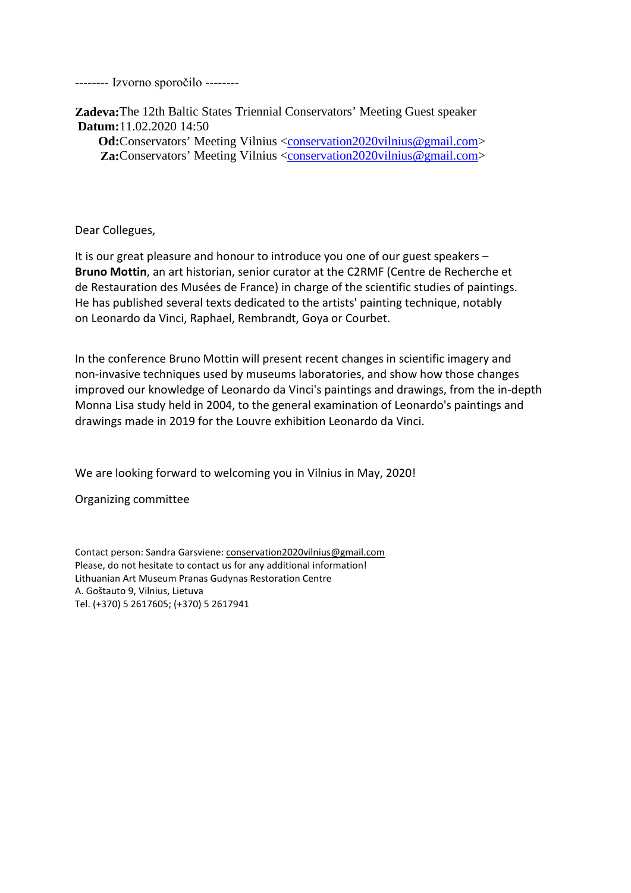-------- Izvorno sporočilo --------

**Zadeva:** The 12th Baltic States Triennial Conservators' Meeting Guest speaker
**Datum:** 11.02.2020 14:50
**Od:** Conservators' Meeting Vilnius <conservation2020vilnius@gmail.com>
**Za:** Conservators' Meeting Vilnius <conservation2020vilnius@gmail.com>

Dear Collegues,

It is our great pleasure and honour to introduce you one of our guest speakers – **Bruno Mottin**, an art historian, senior curator at the C2RMF (Centre de Recherche et de Restauration des Musées de France) in charge of the scientific studies of paintings. He has published several texts dedicated to the artists' painting technique, notably on Leonardo da Vinci, Raphael, Rembrandt, Goya or Courbet.

In the conference Bruno Mottin will present recent changes in scientific imagery and non-invasive techniques used by museums laboratories, and show how those changes improved our knowledge of Leonardo da Vinci's paintings and drawings, from the in-depth Monna Lisa study held in 2004, to the general examination of Leonardo's paintings and drawings made in 2019 for the Louvre exhibition Leonardo da Vinci.

We are looking forward to welcoming you in Vilnius in May, 2020!

Organizing committee

Contact person: Sandra Garsviene: conservation2020vilnius@gmail.com
Please, do not hesitate to contact us for any additional information!
Lithuanian Art Museum Pranas Gudynas Restoration Centre
A. Goštauto 9, Vilnius, Lietuva
Tel. (+370) 5 2617605; (+370) 5 2617941